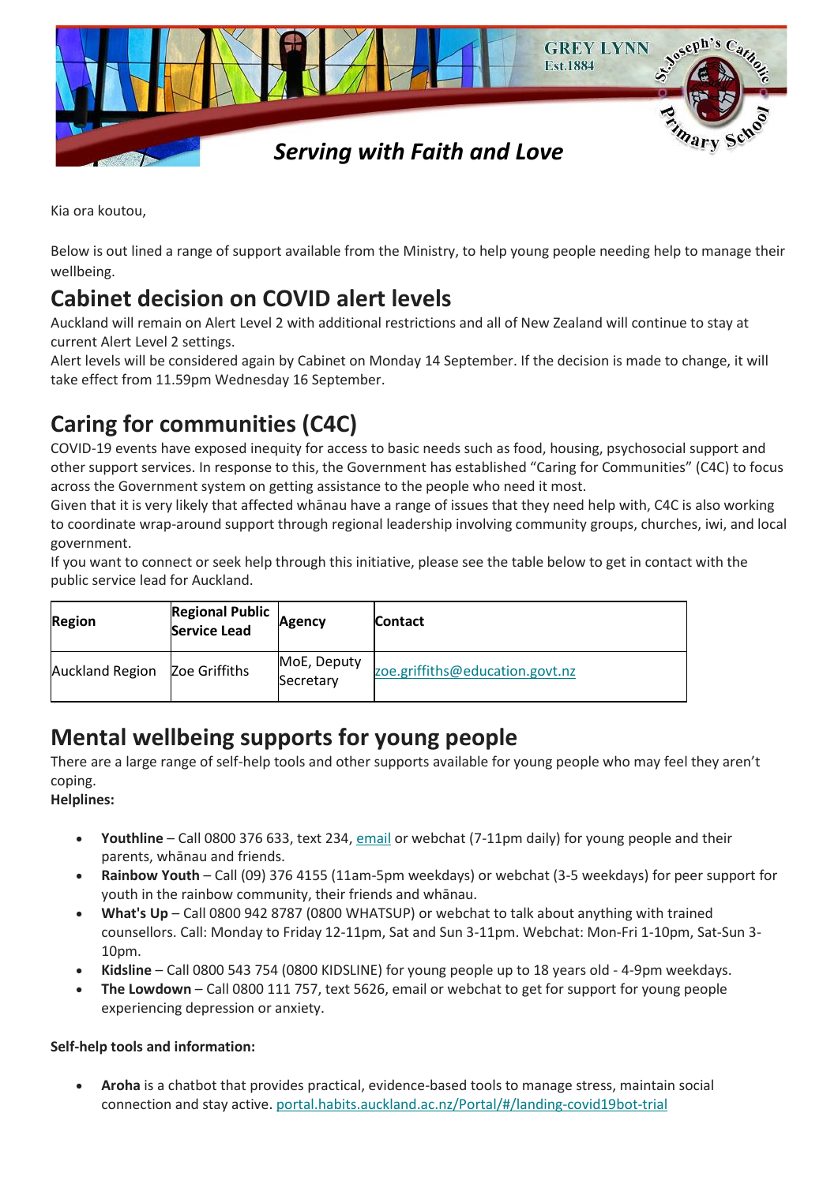GREY LYNN
Est.1884

St. Joseph's Catholic Primary School

*Serving with Faith and Love*

Kia ora koutou,

Below is out lined a range of support available from the Ministry, to help young people needing help to manage their wellbeing.

## Cabinet decision on COVID alert levels

Auckland will remain on Alert Level 2 with additional restrictions and all of New Zealand will continue to stay at current Alert Level 2 settings.
Alert levels will be considered again by Cabinet on Monday 14 September. If the decision is made to change, it will take effect from 11.59pm Wednesday 16 September.

## Caring for communities (C4C)

COVID-19 events have exposed inequity for access to basic needs such as food, housing, psychosocial support and other support services. In response to this, the Government has established "Caring for Communities" (C4C) to focus across the Government system on getting assistance to the people who need it most.
Given that it is very likely that affected whānau have a range of issues that they need help with, C4C is also working to coordinate wrap-around support through regional leadership involving community groups, churches, iwi, and local government.
If you want to connect or seek help through this initiative, please see the table below to get in contact with the public service lead for Auckland.

| **Region** | **Regional Public Service Lead** | **Agency** | **Contact** |
|---|---|---|---|
| Auckland Region | Zoe Griffiths | MoE, Deputy Secretary | zoe.griffiths@education.govt.nz |

## Mental wellbeing supports for young people

There are a large range of self-help tools and other supports available for young people who may feel they aren't coping.
**Helplines:**

- **Youthline** – Call 0800 376 633, text 234, email or webchat (7-11pm daily) for young people and their parents, whānau and friends.
- **Rainbow Youth** – Call (09) 376 4155 (11am-5pm weekdays) or webchat (3-5 weekdays) for peer support for youth in the rainbow community, their friends and whānau.
- **What's Up** – Call 0800 942 8787 (0800 WHATSUP) or webchat to talk about anything with trained counsellors. Call: Monday to Friday 12-11pm, Sat and Sun 3-11pm. Webchat: Mon-Fri 1-10pm, Sat-Sun 3-10pm.
- **Kidsline** – Call 0800 543 754 (0800 KIDSLINE) for young people up to 18 years old - 4-9pm weekdays.
- **The Lowdown** – Call 0800 111 757, text 5626, email or webchat to get for support for young people experiencing depression or anxiety.

**Self-help tools and information:**

- **Aroha** is a chatbot that provides practical, evidence-based tools to manage stress, maintain social connection and stay active. portal.habits.auckland.ac.nz/Portal/#/landing-covid19bot-trial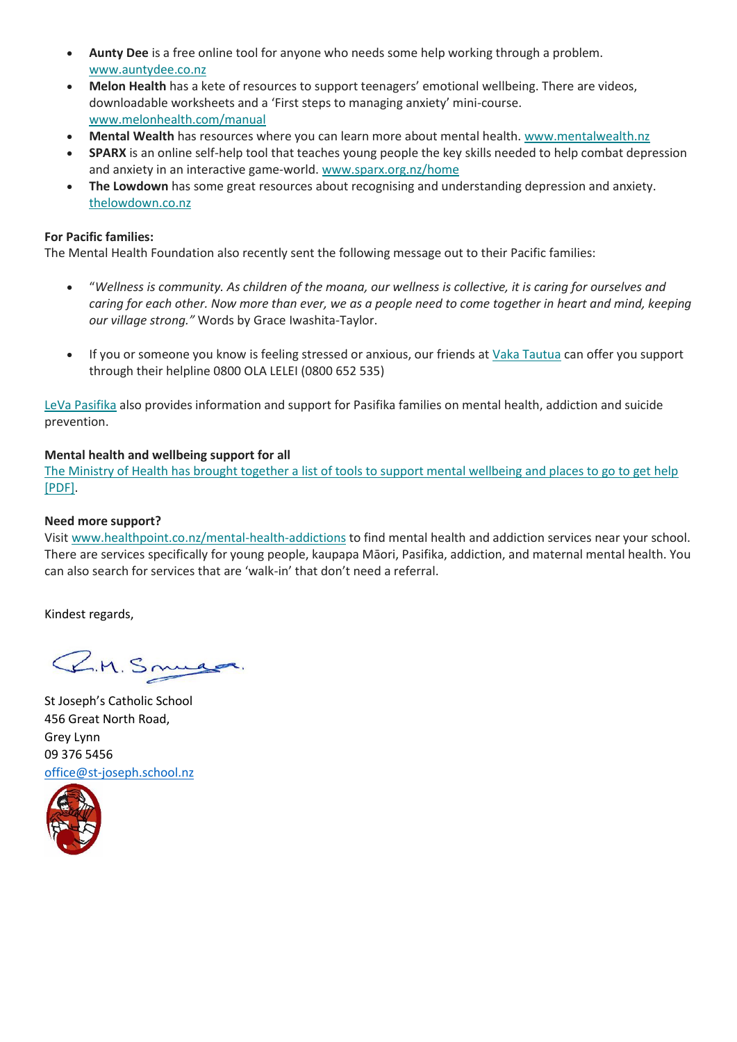- **Aunty Dee** is a free online tool for anyone who needs some help working through a problem. www.auntydee.co.nz
- **Melon Health** has a kete of resources to support teenagers' emotional wellbeing. There are videos, downloadable worksheets and a 'First steps to managing anxiety' mini-course. www.melonhealth.com/manual
- **Mental Wealth** has resources where you can learn more about mental health. www.mentalwealth.nz
- **SPARX** is an online self-help tool that teaches young people the key skills needed to help combat depression and anxiety in an interactive game-world. www.sparx.org.nz/home
- **The Lowdown** has some great resources about recognising and understanding depression and anxiety. thelowdown.co.nz

**For Pacific families:**
The Mental Health Foundation also recently sent the following message out to their Pacific families:

- "*Wellness is community. As children of the moana, our wellness is collective, it is caring for ourselves and caring for each other. Now more than ever, we as a people need to come together in heart and mind, keeping our village strong."* Words by Grace Iwashita-Taylor.

- If you or someone you know is feeling stressed or anxious, our friends at Vaka Tautua can offer you support through their helpline 0800 OLA LELEI (0800 652 535)

LeVa Pasifika also provides information and support for Pasifika families on mental health, addiction and suicide prevention.

**Mental health and wellbeing support for all**
The Ministry of Health has brought together a list of tools to support mental wellbeing and places to go to get help [PDF].

**Need more support?**
Visit www.healthpoint.co.nz/mental-health-addictions to find mental health and addiction services near your school. There are services specifically for young people, kaupapa Māori, Pasifika, addiction, and maternal mental health. You can also search for services that are 'walk-in' that don't need a referral.

Kindest regards,

R.M. Smugor.

St Joseph's Catholic School
456 Great North Road,
Grey Lynn
09 376 5456
office@st-joseph.school.nz